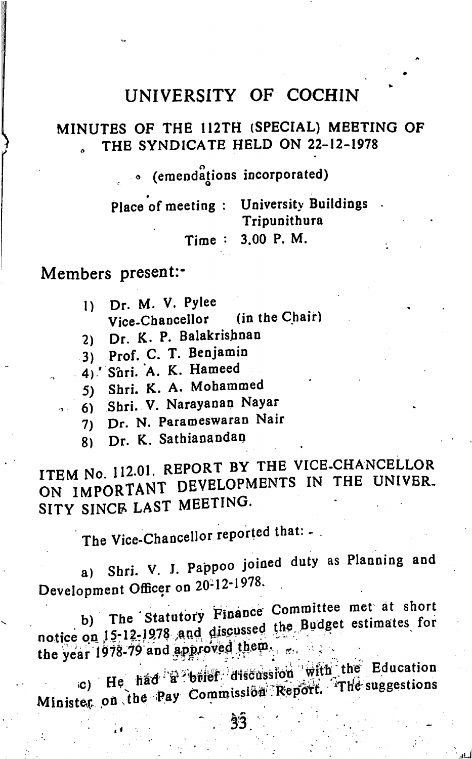# UNIVERSITY OF COCHIN

## MINUTES OF THE 112TH (SPECIAL) MEETING OF THE SYNDICATE HELD ON 22-12-1978

(emendations incorporated)

Place of meeting : University Buildings
Tripunithura

Time : 3.00 P. M.

Members present:-

1) Dr. M. V. Pylee
   Vice-Chancellor (in the Chair)
2) Dr. K. P. Balakrishnan
3) Prof. C. T. Benjamin
4) Shri. A. K. Hameed
5) Shri. K. A. Mohammed
6) Shri. V. Narayanan Nayar
7) Dr. N. Parameswaran Nair
8) Dr. K. Sathianandan

### ITEM No. 112.01. REPORT BY THE VICE-CHANCELLOR ON IMPORTANT DEVELOPMENTS IN THE UNIVERSITY SINCE LAST MEETING.

The Vice-Chancellor reported that: -

a) Shri. V. J. Pappoo joined duty as Planning and Development Officer on 20-12-1978.

b) The Statutory Finance Committee met at short notice on 15-12-1978 and discussed the Budget estimates for the year 1978-79 and approved them.

c) He had a brief discussion with the Education Minister on the Pay Commission Report. The suggestions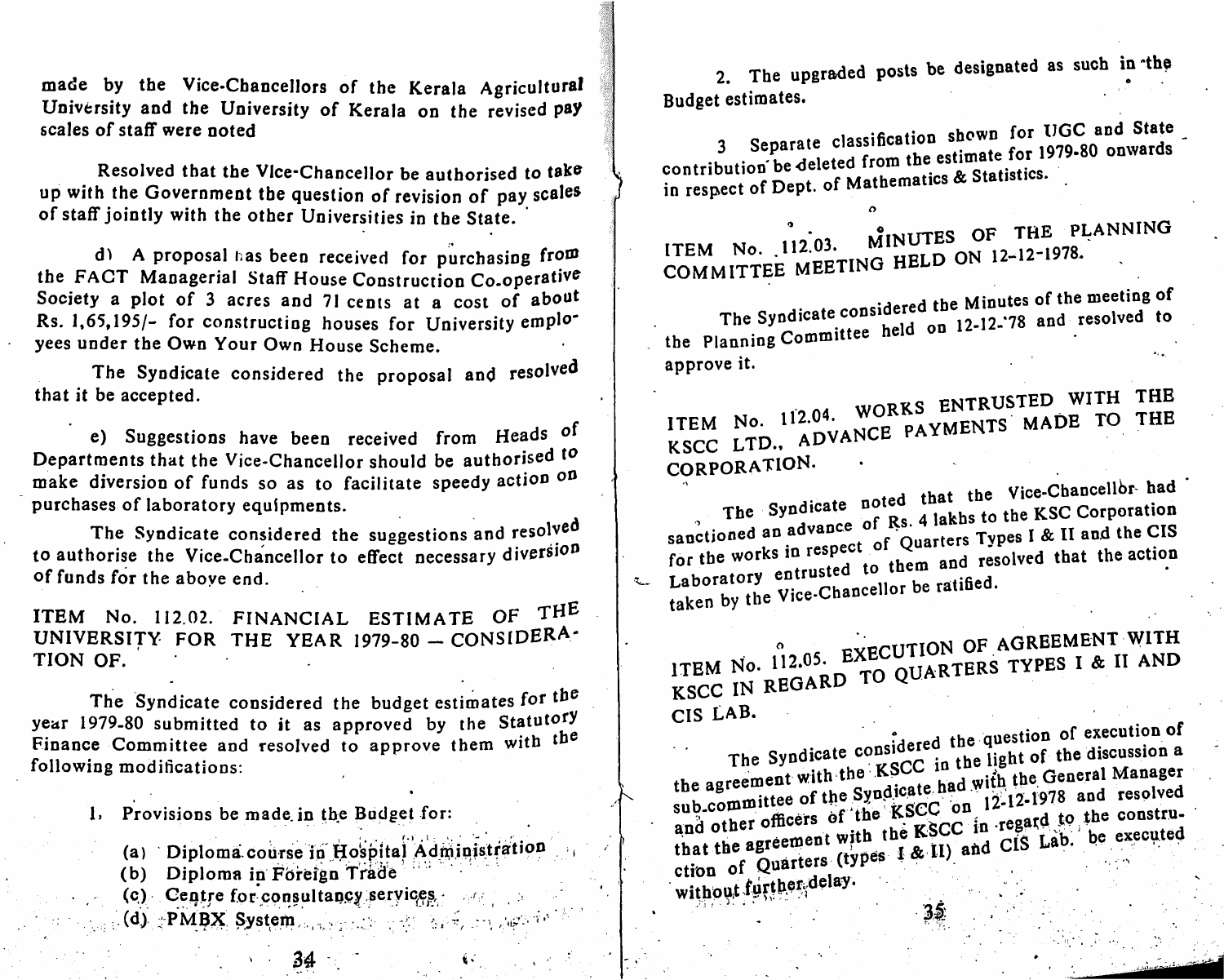made by the Vice-Chancellors of the Kerala Agricultural University and the University of Kerala on the revised pay scales of staff were noted

Resolved that the Vice-Chancellor be authorised to take up with the Government the question of revision of pay scales of staff jointly with the other Universities in the State.

d) A proposal has been received for purchasing from the FACT Managerial Staff House Construction Co-operative Society a plot of 3 acres and 71 cents at a cost of about Rs. 1,65,195/- for constructing houses for University employees under the Own Your Own House Scheme.

The Syndicate considered the proposal and resolved that it be accepted.

e) Suggestions have been received from Heads of Departments that the Vice-Chancellor should be authorised to make diversion of funds so as to facilitate speedy action on purchases of laboratory equipments.

The Syndicate considered the suggestions and resolved to authorise the Vice-Chancellor to effect necessary diversion of funds for the above end.

## ITEM No. 112.02. FINANCIAL ESTIMATE OF THE UNIVERSITY FOR THE YEAR 1979-80 — CONSIDERATION OF.

The Syndicate considered the budget estimates for the year 1979-80 submitted to it as approved by the Statutory Finance Committee and resolved to approve them with the following modifications:

1. Provisions be made in the Budget for:
   - (a) Diploma course in Hospital Administration
   - (b) Diploma in Foreign Trade
   - (c) Centre for consultancy services
   - (d) PMBX System

2. The upgraded posts be designated as such in the Budget estimates.

3 Separate classification shown for UGC and State contribution be deleted from the estimate for 1979-80 onwards in respect of Dept. of Mathematics & Statistics.

## ITEM No. 112.03. MINUTES OF THE PLANNING COMMITTEE MEETING HELD ON 12-12-1978.

The Syndicate considered the Minutes of the meeting of the Planning Committee held on 12-12-'78 and resolved to approve it.

## ITEM No. 112.04. WORKS ENTRUSTED WITH THE KSCC LTD., ADVANCE PAYMENTS MADE TO THE CORPORATION.

The Syndicate noted that the Vice-Chancellor had sanctioned an advance of Rs. 4 lakhs to the KSC Corporation for the works in respect of Quarters Types I & II and the CIS Laboratory entrusted to them and resolved that the action taken by the Vice-Chancellor be ratified.

## ITEM No. 112.05. EXECUTION OF AGREEMENT WITH KSCC IN REGARD TO QUARTERS TYPES I & II AND CIS LAB.

The Syndicate considered the question of execution of the agreement with the KSCC in the light of the discussion a sub-committee of the Syndicate had with the General Manager and other officers of the KSCC on 12-12-1978 and resolved that the agreement with the KSCC in regard to the construction of Quarters (types I & II) and CIS Lab. be executed without further delay.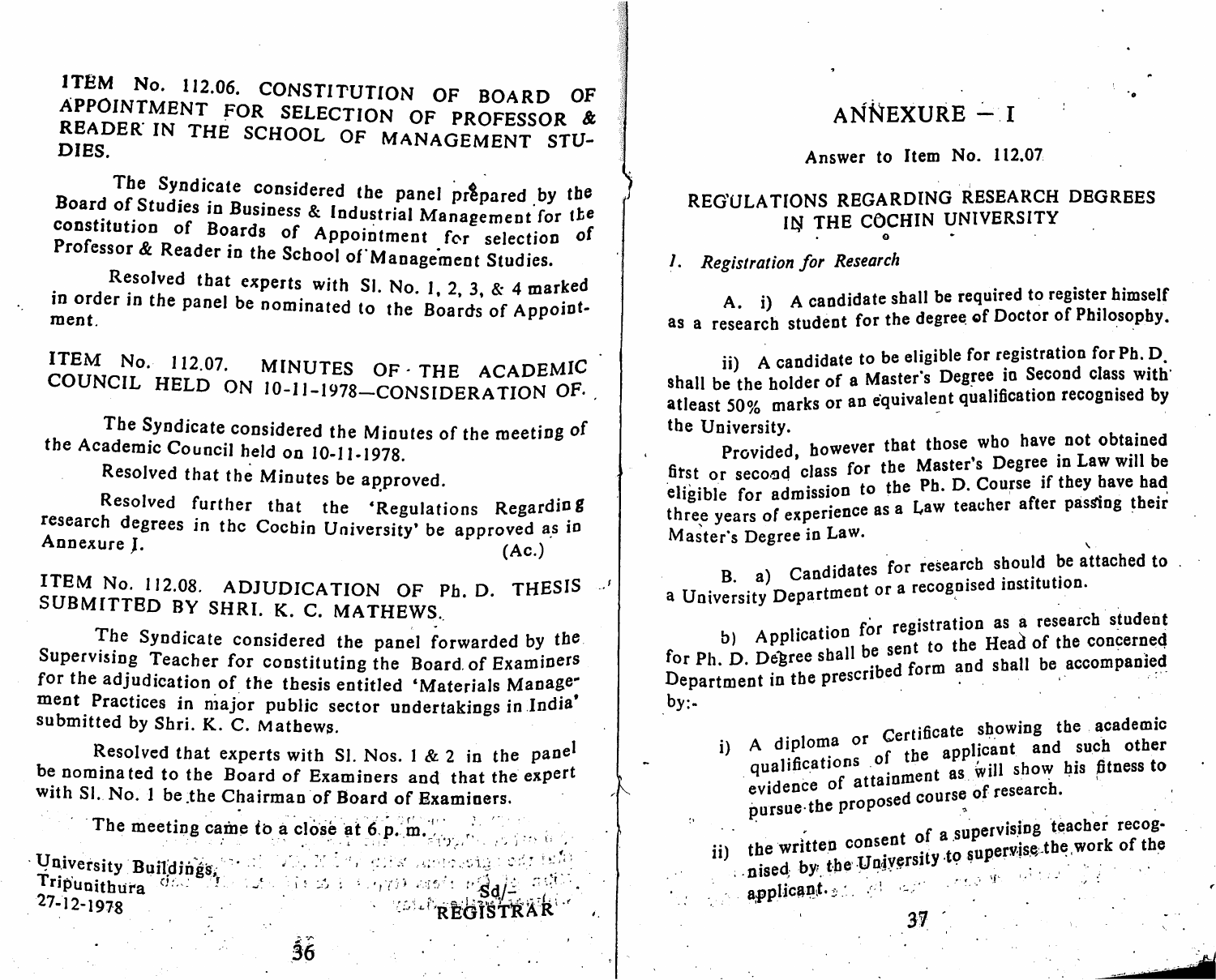## ITEM No. 112.06. CONSTITUTION OF BOARD OF APPOINTMENT FOR SELECTION OF PROFESSOR & READER IN THE SCHOOL OF MANAGEMENT STUDIES.

The Syndicate considered the panel prepared by the Board of Studies in Business & Industrial Management for the constitution of Boards of Appointment for selection of Professor & Reader in the School of Management Studies.

Resolved that experts with Sl. No. 1, 2, 3, & 4 marked in order in the panel be nominated to the Boards of Appointment.

## ITEM No. 112.07. MINUTES OF THE ACADEMIC COUNCIL HELD ON 10-11-1978—CONSIDERATION OF.

The Syndicate considered the Minutes of the meeting of the Academic Council held on 10-11-1978.

Resolved that the Minutes be approved.

Resolved further that the 'Regulations Regarding research degrees in the Cochin University' be approved as in Annexure I. (Ac.)

## ITEM No. 112.08. ADJUDICATION OF Ph. D. THESIS SUBMITTED BY SHRI. K. C. MATHEWS.

The Syndicate considered the panel forwarded by the Supervising Teacher for constituting the Board of Examiners for the adjudication of the thesis entitled 'Materials Management Practices in major public sector undertakings in India' submitted by Shri. K. C. Mathews.

Resolved that experts with Sl. Nos. 1 & 2 in the panel be nominated to the Board of Examiners and that the expert with Sl. No. 1 be the Chairman of Board of Examiners.

The meeting came to a close at 6 p. m.

University Buildings,
Tripunithura
27-12-1978

Sd/-
REGISTRAR

# ANNEXURE – I

Answer to Item No. 112.07

## REGULATIONS REGARDING RESEARCH DEGREES IN THE COCHIN UNIVERSITY

### 1. *Registration for Research*

A. i) A candidate shall be required to register himself as a research student for the degree of Doctor of Philosophy.

ii) A candidate to be eligible for registration for Ph. D. shall be the holder of a Master's Degree in Second class with atleast 50% marks or an equivalent qualification recognised by the University.

Provided, however that those who have not obtained first or second class for the Master's Degree in Law will be eligible for admission to the Ph. D. Course if they have had three years of experience as a Law teacher after passing their Master's Degree in Law.

B. a) Candidates for research should be attached to a University Department or a recognised institution.

b) Application for registration as a research student for Ph. D. Degree shall be sent to the Head of the concerned Department in the prescribed form and shall be accompanied by:-

i) A diploma or Certificate showing the academic qualifications of the applicant and such other evidence of attainment as will show his fitness to pursue the proposed course of research.

ii) the written consent of a supervising teacher recognised by the University to supervise the work of the applicant.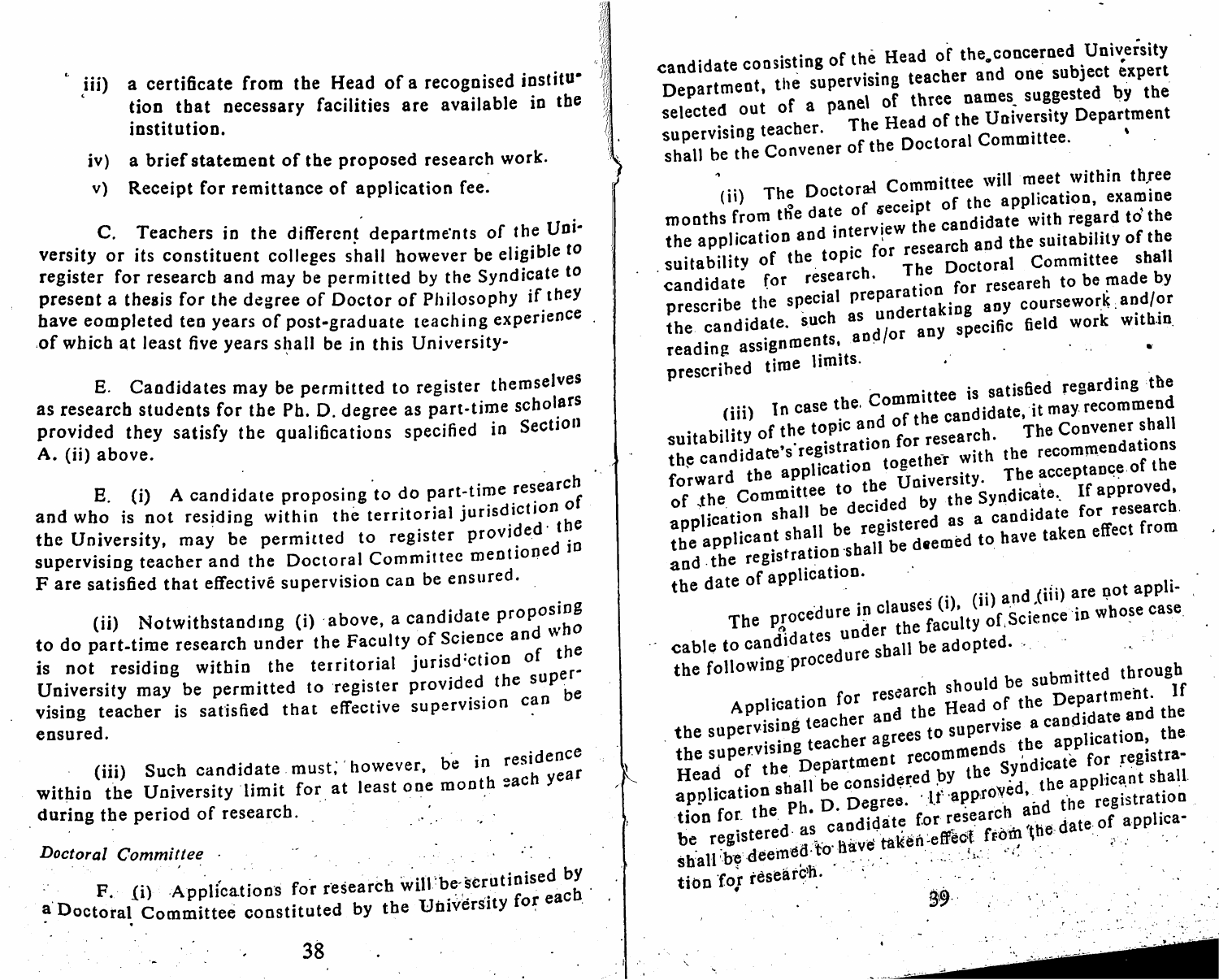iii) a certificate from the Head of a recognised institution that necessary facilities are available in the institution.

iv) a brief statement of the proposed research work.

v) Receipt for remittance of application fee.

C. Teachers in the different departments of the University or its constituent colleges shall however be eligible to register for research and may be permitted by the Syndicate to present a thesis for the degree of Doctor of Philosophy if they have completed ten years of post-graduate teaching experience of which at least five years shall be in this University-

E. Candidates may be permitted to register themselves as research students for the Ph. D. degree as part-time scholars provided they satisfy the qualifications specified in Section A. (ii) above.

E. (i) A candidate proposing to do part-time research and who is not residing within the territorial jurisdiction of the University, may be permitted to register provided the supervising teacher and the Doctoral Committee mentioned in F are satisfied that effective supervision can be ensured.

(ii) Notwithstanding (i) above, a candidate proposing to do part-time research under the Faculty of Science and who is not residing within the territorial jurisdiction of the University may be permitted to register provided the supervising teacher is satisfied that effective supervision can be ensured.

(iii) Such candidate must, however, be in residence within the University limit for at least one month each year during the period of research.

*Doctoral Committee*

F. (i) Applications for research will be scrutinised by a Doctoral Committee constituted by the University for each candidate consisting of the Head of the concerned University Department, the supervising teacher and one subject expert selected out of a panel of three names suggested by the supervising teacher. The Head of the University Department shall be the Convener of the Doctoral Committee.

(ii) The Doctoral Committee will meet within three months from the date of receipt of the application, examine the application and interview the candidate with regard to the suitability of the topic for research and the suitability of the candidate for research. The Doctoral Committee shall prescribe the special preparation for research to be made by the candidate. such as undertaking any coursework and/or reading assignments, and/or any specific field work within prescribed time limits.

(iii) In case the Committee is satisfied regarding the suitability of the topic and of the candidate, it may recommend the candidate's registration for research. The Convener shall forward the application together with the recommendations of the Committee to the University. The acceptance of the application shall be decided by the Syndicate. If approved, the applicant shall be registered as a candidate for research and the registration shall be deemed to have taken effect from the date of application.

The procedure in clauses (i), (ii) and (iii) are not applicable to candidates under the faculty of Science in whose case the following procedure shall be adopted.

Application for research should be submitted through the supervising teacher and the Head of the Department. If the supervising teacher agrees to supervise a candidate and the Head of the Department recommends the application, the application shall be considered by the Syndicate for registration for the Ph. D. Degree. If approved, the applicant shall be registered as candidate for research and the registration shall be deemed to have taken effect from the date of application for research.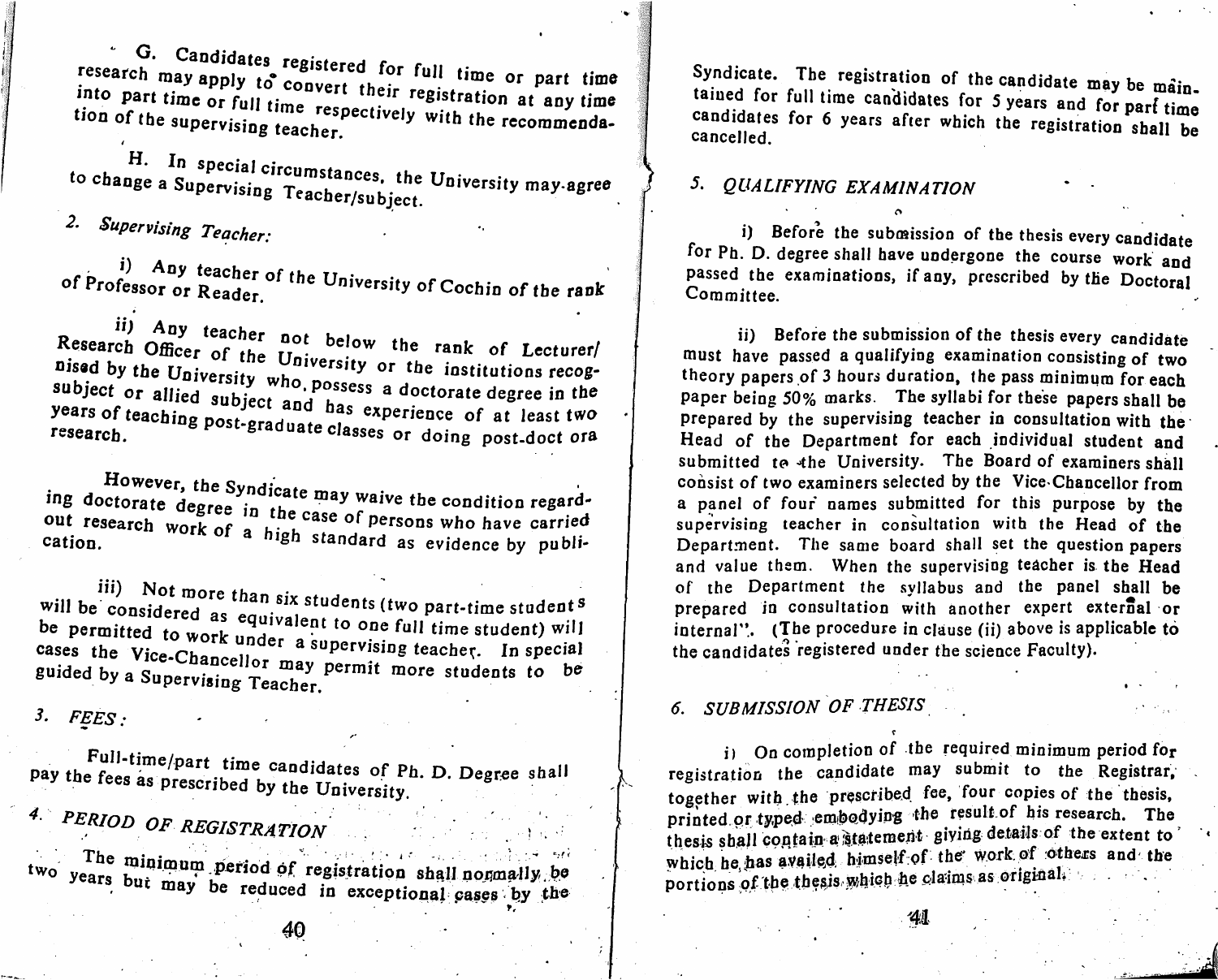G. Candidates registered for full time or part time research may apply to convert their registration at any time into part time or full time respectively with the recommendation of the supervising teacher.

H. In special circumstances, the University may agree to change a Supervising Teacher/subject.

## 2. *Supervising Teacher:*

i) Any teacher of the University of Cochin of the rank of Professor or Reader.

ii) Any teacher not below the rank of Lecturer/ Research Officer of the University or the institutions recognised by the University who possess a doctorate degree in the subject or allied subject and has experience of at least two years of teaching post-graduate classes or doing post-doct ora research.

However, the Syndicate may waive the condition regarding doctorate degree in the case of persons who have carried out research work of a high standard as evidence by publication.

iii) Not more than six students (two part-time students will be considered as equivalent to one full time student) will be permitted to work under a supervising teacher. In special cases the Vice-Chancellor may permit more students to be guided by a Supervising Teacher.

## 3. *FEES:*

Full-time/part time candidates of Ph. D. Degree shall pay the fees as prescribed by the University.

## 4. *PERIOD OF REGISTRATION*

The minimum period of registration shall normally be two years but may be reduced in exceptional cases by the Syndicate. The registration of the candidate may be maintained for full time candidates for 5 years and for part time candidates for 6 years after which the registration shall be cancelled.

## 5. *QUALIFYING EXAMINATION*

i) Before the submission of the thesis every candidate for Ph. D. degree shall have undergone the course work and passed the examinations, if any, prescribed by the Doctoral Committee.

ii) Before the submission of the thesis every candidate must have passed a qualifying examination consisting of two theory papers of 3 hours duration, the pass minimum for each paper being 50% marks. The syllabi for these papers shall be prepared by the supervising teacher in consultation with the Head of the Department for each individual student and submitted to the University. The Board of examiners shall consist of two examiners selected by the Vice-Chancellor from a panel of four names submitted for this purpose by the supervising teacher in consultation with the Head of the Department. The same board shall set the question papers and value them. When the supervising teacher is the Head of the Department the syllabus and the panel shall be prepared in consultation with another expert external or internal". (The procedure in clause (ii) above is applicable to the candidates registered under the science Faculty).

## 6. *SUBMISSION OF THESIS*

i) On completion of the required minimum period for registration the candidate may submit to the Registrar, together with the prescribed fee, four copies of the thesis, printed or typed embodying the result of his research. The thesis shall contain a statement giving details of the extent to which he has availed himself of the work of others and the portions of the thesis which he claims as original.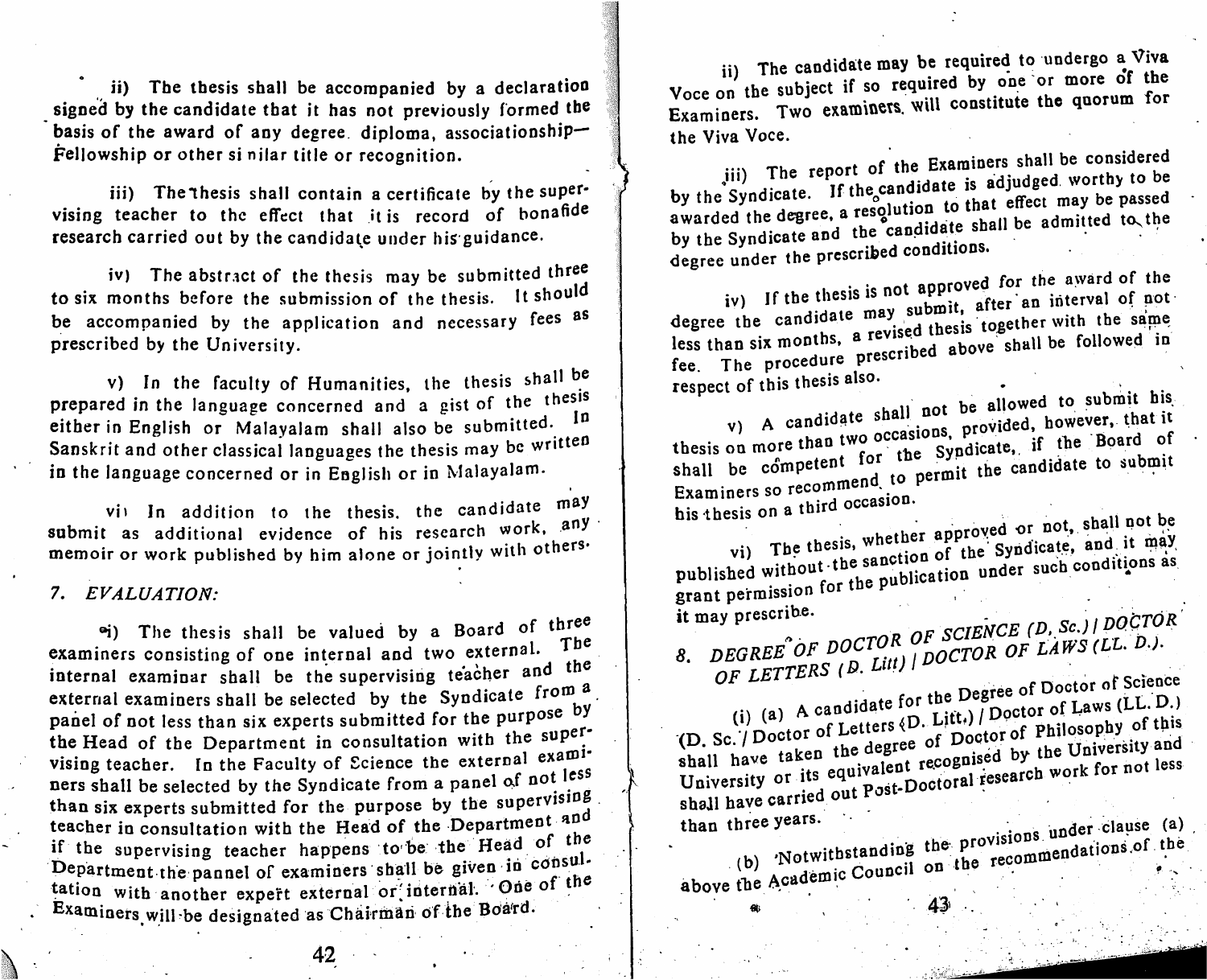ii) The thesis shall be accompanied by a declaration signed by the candidate that it has not previously formed the basis of the award of any degree. diploma, associationship—Fellowship or other similar title or recognition.

iii) The thesis shall contain a certificate by the supervising teacher to the effect that it is record of bonafide research carried out by the candidate under his guidance.

iv) The abstract of the thesis may be submitted three to six months before the submission of the thesis. It should be accompanied by the application and necessary fees as prescribed by the University.

v) In the faculty of Humanities, the thesis shall be prepared in the language concerned and a gist of the thesis either in English or Malayalam shall also be submitted. In Sanskrit and other classical languages the thesis may be written in the language concerned or in English or in Malayalam.

vi) In addition to the thesis, the candidate may submit as additional evidence of his research work, any memoir or work published by him alone or jointly with others.

## 7. *EVALUATION:*

i) The thesis shall be valued by a Board of three examiners consisting of one internal and two external. The internal examinar shall be the supervising teacher and the external examiners shall be selected by the Syndicate from a panel of not less than six experts submitted for the purpose by the Head of the Department in consultation with the supervising teacher. In the Faculty of Science the external examiners shall be selected by the Syndicate from a panel of not less than six experts submitted for the purpose by the supervising teacher in consultation with the Head of the Department and if the supervising teacher happens to be the Head of the Department the pannel of examiners shall be given in consultation with another expert external or internal. One of the Examiners will be designated as Chairman of the Board.

ii) The candidate may be required to undergo a Viva Voce on the subject if so required by one or more of the Examiners. Two examiners will constitute the quorum for the Viva Voce.

iii) The report of the Examiners shall be considered by the Syndicate. If the candidate is adjudged worthy to be awarded the degree, a resolution to that effect may be passed by the Syndicate and the candidate shall be admitted to the degree under the prescribed conditions.

iv) If the thesis is not approved for the award of the degree the candidate may submit, after an interval of not less than six months, a revised thesis together with the same fee. The procedure prescribed above shall be followed in respect of this thesis also.

v) A candidate shall not be allowed to submit his thesis on more than two occasions, provided, however, that it shall be competent for the Syndicate, if the Board of Examiners so recommend, to permit the candidate to submit his thesis on a third occasion.

vi) The thesis, whether approved or not, shall not be published without the sanction of the Syndicate, and it may grant permission for the publication under such conditions as it may prescribe.

## 8. *DEGREE OF DOCTOR OF SCIENCE (D. Sc.) / DOCTOR OF LETTERS (D. Litt) / DOCTOR OF LAWS (LL. D.).*

(i) (a) A candidate for the Degree of Doctor of Science (D. Sc. / Doctor of Letters (D. Litt.) / Doctor of Laws (LL. D.) shall have taken the degree of Doctor of Philosophy of this University or its equivalent recognised by the University and shall have carried out Post-Doctoral research work for not less than three years.

(b) Notwithstanding the provisions under clause (a) above the Academic Council on the recommendations of the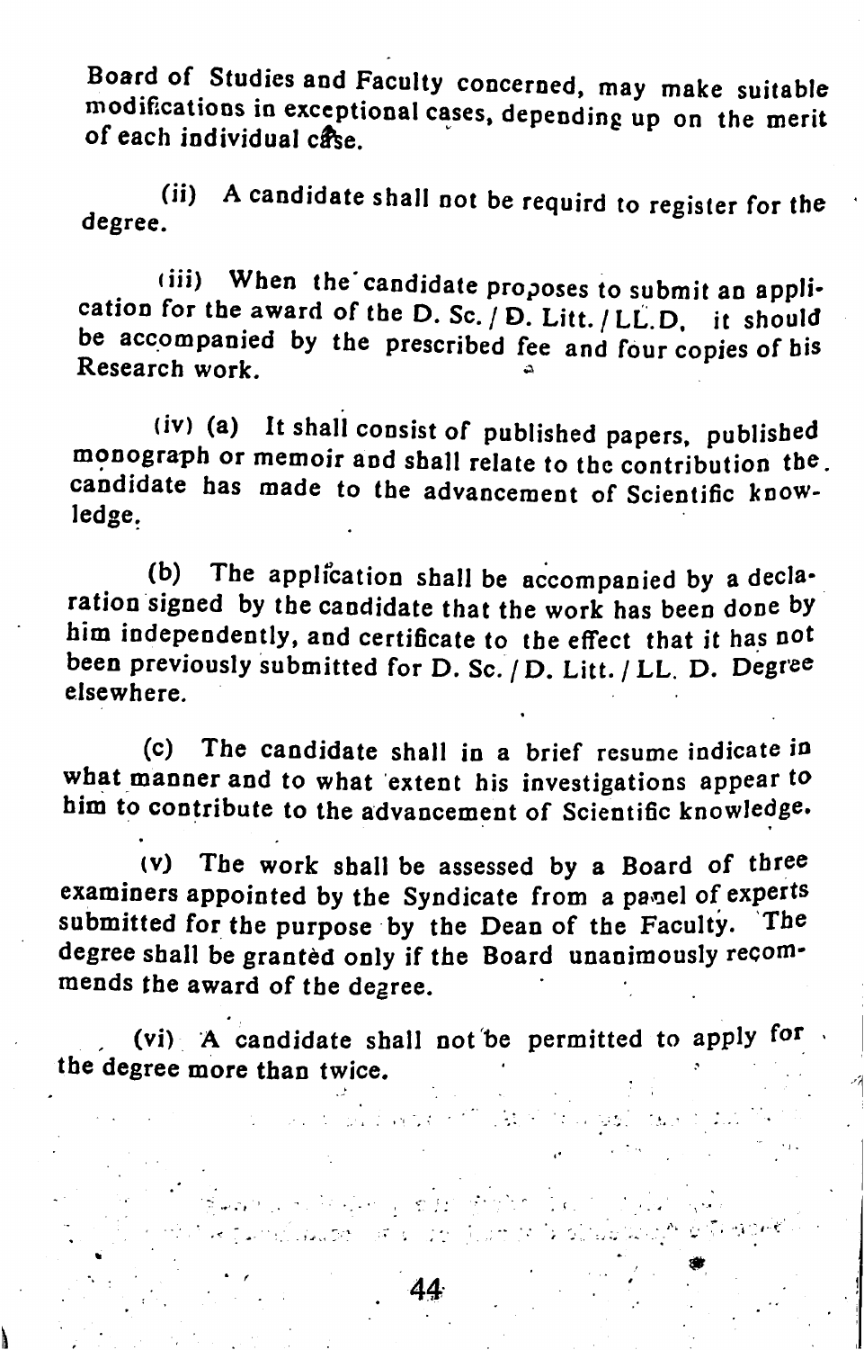Board of Studies and Faculty concerned, may make suitable modifications in exceptional cases, depending up on the merit of each individual case.

(ii) A candidate shall not be requird to register for the degree.

(iii) When the candidate proposes to submit an application for the award of the D. Sc. / D. Litt. / LL.D, it should be accompanied by the prescribed fee and four copies of his Research work.

(iv) (a) It shall consist of published papers, published monograph or memoir and shall relate to the contribution the candidate has made to the advancement of Scientific knowledge.

(b) The application shall be accompanied by a declaration signed by the candidate that the work has been done by him independently, and certificate to the effect that it has not been previously submitted for D. Sc. / D. Litt. / LL. D. Degree elsewhere.

(c) The candidate shall in a brief resume indicate in what manner and to what extent his investigations appear to him to contribute to the advancement of Scientific knowledge.

(v) The work shall be assessed by a Board of three examiners appointed by the Syndicate from a panel of experts submitted for the purpose by the Dean of the Faculty. The degree shall be granted only if the Board unanimously recommends the award of the degree.

(vi) A candidate shall not be permitted to apply for the degree more than twice.